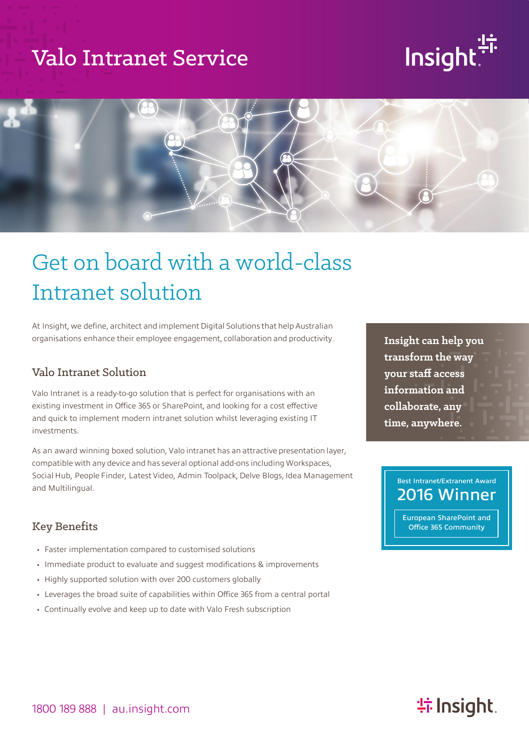# Valo Intranet Service

## Get on board with a world-class Intranet solution

At Insight, we define, architect and implement Digital Solutions that help Australian organisations enhance their employee engagement, collaboration and productivity.

### Valo Intranet Solution

Valo Intranet is a ready-to-go solution that is perfect for organisations with an existing investment in Office 365 or SharePoint, and looking for a cost effective and quick to implement modern intranet solution whilst leveraging existing IT investments.

As an award winning boxed solution, Valo intranet has an attractive presentation layer, compatible with any device and has several optional add-ons including Workspaces, Social Hub, People Finder, Latest Video, Admin Toolpack, Delve Blogs, Idea Management and Multilingual.

**Insight can help you transform the way your staff access information and collaborate, any time, anywhere.**

Best Intranet/Extranent Award
**2016 Winner**
European SharePoint and Office 365 Community

### Key Benefits

- Faster implementation compared to customised solutions
- Immediate product to evaluate and suggest modifications & improvements
- Highly supported solution with over 200 customers globally
- Leverages the broad suite of capabilities within Office 365 from a central portal
- Continually evolve and keep up to date with Valo Fresh subscription

1800 189 888 | au.insight.com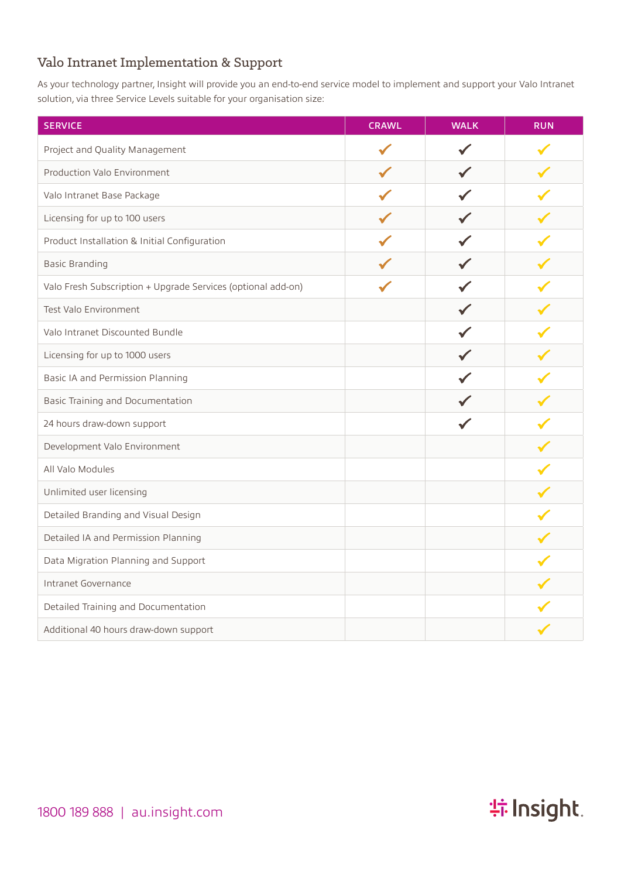## Valo Intranet Implementation & Support

As your technology partner, Insight will provide you an end-to-end service model to implement and support your Valo Intranet solution, via three Service Levels suitable for your organisation size:

| SERVICE | CRAWL | WALK | RUN |
|---|---|---|---|
| Project and Quality Management | ✓ | ✓ | ✓ |
| Production Valo Environment | ✓ | ✓ | ✓ |
| Valo Intranet Base Package | ✓ | ✓ | ✓ |
| Licensing for up to 100 users | ✓ | ✓ | ✓ |
| Product Installation & Initial Configuration | ✓ | ✓ | ✓ |
| Basic Branding | ✓ | ✓ | ✓ |
| Valo Fresh Subscription + Upgrade Services (optional add-on) | ✓ | ✓ | ✓ |
| Test Valo Environment | | ✓ | ✓ |
| Valo Intranet Discounted Bundle | | ✓ | ✓ |
| Licensing for up to 1000 users | | ✓ | ✓ |
| Basic IA and Permission Planning | | ✓ | ✓ |
| Basic Training and Documentation | | ✓ | ✓ |
| 24 hours draw-down support | | ✓ | ✓ |
| Development Valo Environment | | | ✓ |
| All Valo Modules | | | ✓ |
| Unlimited user licensing | | | ✓ |
| Detailed Branding and Visual Design | | | ✓ |
| Detailed IA and Permission Planning | | | ✓ |
| Data Migration Planning and Support | | | ✓ |
| Intranet Governance | | | ✓ |
| Detailed Training and Documentation | | | ✓ |
| Additional 40 hours draw-down support | | | ✓ |

1800 189 888 | au.insight.com

Insight.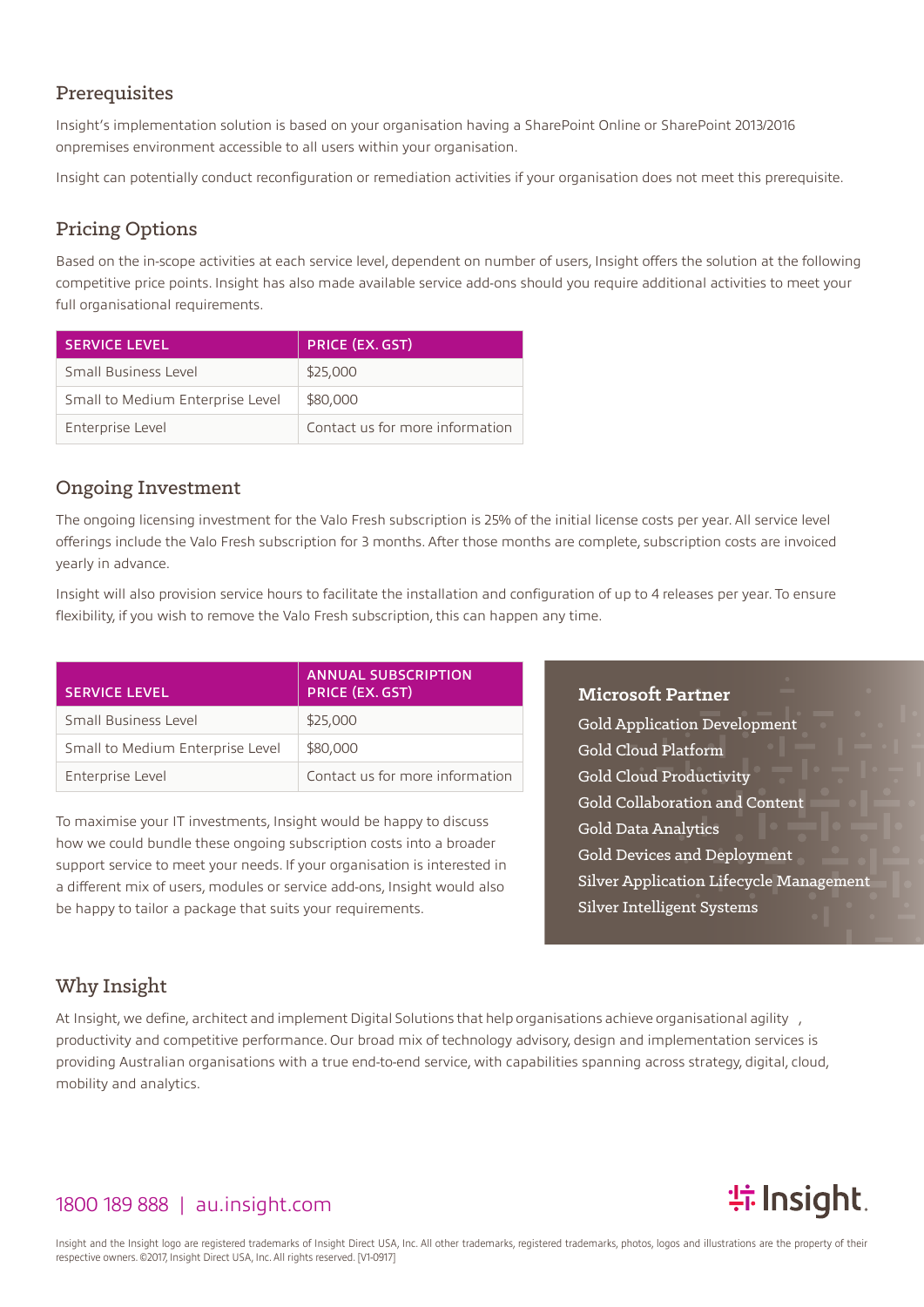## Prerequisites

Insight's implementation solution is based on your organisation having a SharePoint Online or SharePoint 2013/2016 onpremises environment accessible to all users within your organisation.

Insight can potentially conduct reconfiguration or remediation activities if your organisation does not meet this prerequisite.

## Pricing Options

Based on the in-scope activities at each service level, dependent on number of users, Insight offers the solution at the following competitive price points. Insight has also made available service add-ons should you require additional activities to meet your full organisational requirements.

| SERVICE LEVEL | PRICE (EX. GST) |
| --- | --- |
| Small Business Level | $25,000 |
| Small to Medium Enterprise Level | $80,000 |
| Enterprise Level | Contact us for more information |

## Ongoing Investment

The ongoing licensing investment for the Valo Fresh subscription is 25% of the initial license costs per year. All service level offerings include the Valo Fresh subscription for 3 months. After those months are complete, subscription costs are invoiced yearly in advance.

Insight will also provision service hours to facilitate the installation and configuration of up to 4 releases per year. To ensure flexibility, if you wish to remove the Valo Fresh subscription, this can happen any time.

| SERVICE LEVEL | ANNUAL SUBSCRIPTION PRICE (EX. GST) |
| --- | --- |
| Small Business Level | $25,000 |
| Small to Medium Enterprise Level | $80,000 |
| Enterprise Level | Contact us for more information |

To maximise your IT investments, Insight would be happy to discuss how we could bundle these ongoing subscription costs into a broader support service to meet your needs. If your organisation is interested in a different mix of users, modules or service add-ons, Insight would also be happy to tailor a package that suits your requirements.

### Microsoft Partner

Gold Application Development
Gold Cloud Platform
Gold Cloud Productivity
Gold Collaboration and Content
Gold Data Analytics
Gold Devices and Deployment
Silver Application Lifecycle Management
Silver Intelligent Systems

## Why Insight

At Insight, we define, architect and implement Digital Solutions that help organisations achieve organisational agility, productivity and competitive performance. Our broad mix of technology advisory, design and implementation services is providing Australian organisations with a true end-to-end service, with capabilities spanning across strategy, digital, cloud, mobility and analytics.

1800 189 888 | au.insight.com

Insight

Insight and the Insight logo are registered trademarks of Insight Direct USA, Inc. All other trademarks, registered trademarks, photos, logos and illustrations are the property of their respective owners. ©2017, Insight Direct USA, Inc. All rights reserved. [V1-0917]